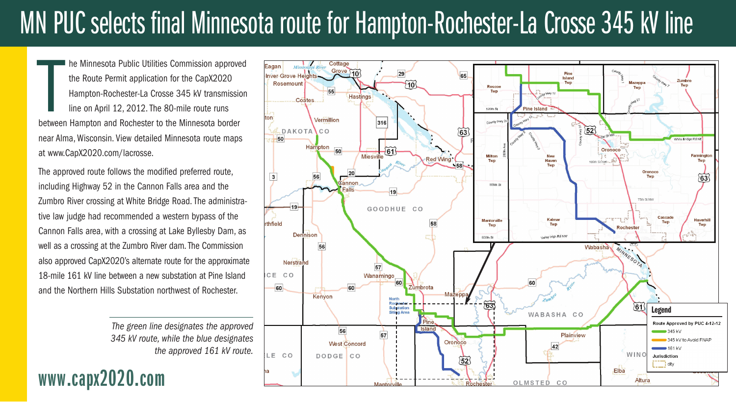# MN PUC selects final Minnesota route for Hampton-Rochester-La Crosse 345 kV line

The Minnesota Public Utilities Commission approved the Route Permit application for the CapX2020 Hampton-Rochester-La Crosse 345 kV transmission line on April 12, 2012. The 80-mile route runs between Hampton and Rochester to the Minnesota border near Alma, Wisconsin. View detailed Minnesota route maps at www.CapX2020.com/lacrosse.

The approved route follows the modified preferred route, including Highway 52 in the Cannon Falls area and the Zumbro River crossing at White Bridge Road. The administrative law judge had recommended a western bypass of the Cannon Falls area, with a crossing at Lake Byllesby Dam, as well as a crossing at the Zumbro River dam. The Commission also approved CapX2020's alternate route for the approximate 18-mile 161 kV line between a new substation at Pine Island and the Northern Hills Substation northwest of Rochester.

*The green line designates the approved 345 kV route, while the blue designates the approved 161 kV route.*

**www.capx2020.com**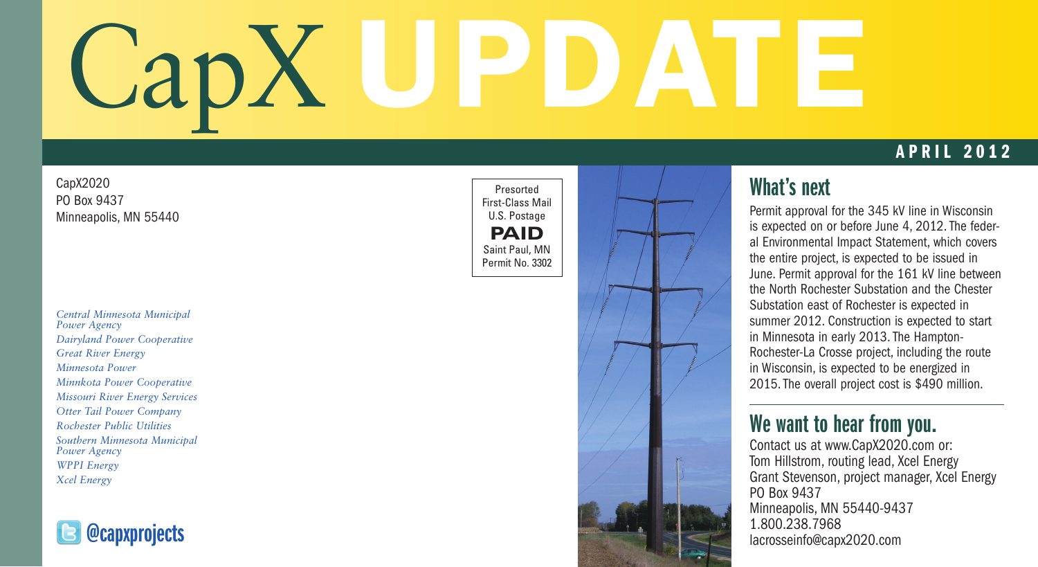# CapX UPDATE

**APRIL 2012**

CapX2020
PO Box 9437
Minneapolis, MN 55440

Presorted
First-Class Mail
U.S. Postage
**PAID**
Saint Paul, MN
Permit No. 3302

*Central Minnesota Municipal Power Agency*
*Dairyland Power Cooperative*
*Great River Energy*
*Minnesota Power*
*Minnkota Power Cooperative*
*Missouri River Energy Services*
*Otter Tail Power Company*
*Rochester Public Utilities*
*Southern Minnesota Municipal Power Agency*
*WPPI Energy*
*Xcel Energy*

**@capxprojects**

## What's next

Permit approval for the 345 kV line in Wisconsin is expected on or before June 4, 2012. The federal Environmental Impact Statement, which covers the entire project, is expected to be issued in June. Permit approval for the 161 kV line between the North Rochester Substation and the Chester Substation east of Rochester is expected in summer 2012. Construction is expected to start in Minnesota in early 2013. The Hampton-Rochester-La Crosse project, including the route in Wisconsin, is expected to be energized in 2015. The overall project cost is $490 million.

## We want to hear from you.

Contact us at www.CapX2020.com or:
Tom Hillstrom, routing lead, Xcel Energy
Grant Stevenson, project manager, Xcel Energy
PO Box 9437
Minneapolis, MN 55440-9437
1.800.238.7968
lacrosseinfo@capx2020.com